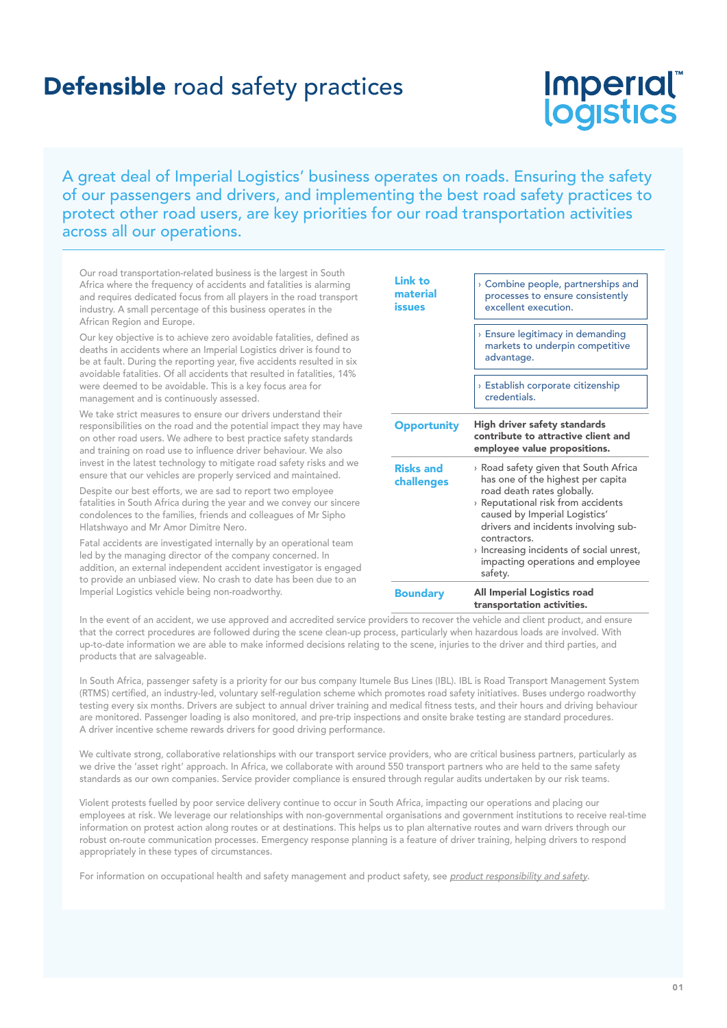# **Defensible** road safety practices

Imperial logistics

A great deal of Imperial Logistics' business operates on roads. Ensuring the safety of our passengers and drivers, and implementing the best road safety practices to protect other road users, are key priorities for our road transportation activities across all our operations.

Our road transportation-related business is the largest in South Africa where the frequency of accidents and fatalities is alarming and requires dedicated focus from all players in the road transport industry. A small percentage of this business operates in the African Region and Europe.

Our key objective is to achieve zero avoidable fatalities, defined as deaths in accidents where an Imperial Logistics driver is found to be at fault. During the reporting year, five accidents resulted in six avoidable fatalities. Of all accidents that resulted in fatalities, 14% were deemed to be avoidable. This is a key focus area for management and is continuously assessed.

We take strict measures to ensure our drivers understand their responsibilities on the road and the potential impact they may have on other road users. We adhere to best practice safety standards and training on road use to influence driver behaviour. We also invest in the latest technology to mitigate road safety risks and we ensure that our vehicles are properly serviced and maintained.

Despite our best efforts, we are sad to report two employee fatalities in South Africa during the year and we convey our sincere condolences to the families, friends and colleagues of Mr Sipho Hlatshwayo and Mr Amor Dimitre Nero.

Fatal accidents are investigated internally by an operational team led by the managing director of the company concerned. In addition, an external independent accident investigator is engaged to provide an unbiased view. No crash to date has been due to an Imperial Logistics vehicle being non-roadworthy.

| | |
|---|---|
| **Link to material issues** | › Combine people, partnerships and processes to ensure consistently excellent execution.<br>› Ensure legitimacy in demanding markets to underpin competitive advantage.<br>› Establish corporate citizenship credentials. |
| **Opportunity** | **High driver safety standards contribute to attractive client and employee value propositions.** |
| **Risks and challenges** | › Road safety given that South Africa has one of the highest per capita road death rates globally.<br>› Reputational risk from accidents caused by Imperial Logistics' drivers and incidents involving sub-contractors.<br>› Increasing incidents of social unrest, impacting operations and employee safety. |
| **Boundary** | **All Imperial Logistics road transportation activities.** |

In the event of an accident, we use approved and accredited service providers to recover the vehicle and client product, and ensure that the correct procedures are followed during the scene clean-up process, particularly when hazardous loads are involved. With up-to-date information we are able to make informed decisions relating to the scene, injuries to the driver and third parties, and products that are salvageable.

In South Africa, passenger safety is a priority for our bus company Itumele Bus Lines (IBL). IBL is Road Transport Management System (RTMS) certified, an industry-led, voluntary self-regulation scheme which promotes road safety initiatives. Buses undergo roadworthy testing every six months. Drivers are subject to annual driver training and medical fitness tests, and their hours and driving behaviour are monitored. Passenger loading is also monitored, and pre-trip inspections and onsite brake testing are standard procedures. A driver incentive scheme rewards drivers for good driving performance.

We cultivate strong, collaborative relationships with our transport service providers, who are critical business partners, particularly as we drive the 'asset right' approach. In Africa, we collaborate with around 550 transport partners who are held to the same safety standards as our own companies. Service provider compliance is ensured through regular audits undertaken by our risk teams.

Violent protests fuelled by poor service delivery continue to occur in South Africa, impacting our operations and placing our employees at risk. We leverage our relationships with non-governmental organisations and government institutions to receive real-time information on protest action along routes or at destinations. This helps us to plan alternative routes and warn drivers through our robust on-route communication processes. Emergency response planning is a feature of driver training, helping drivers to respond appropriately in these types of circumstances.

For information on occupational health and safety management and product safety, see *product responsibility and safety*.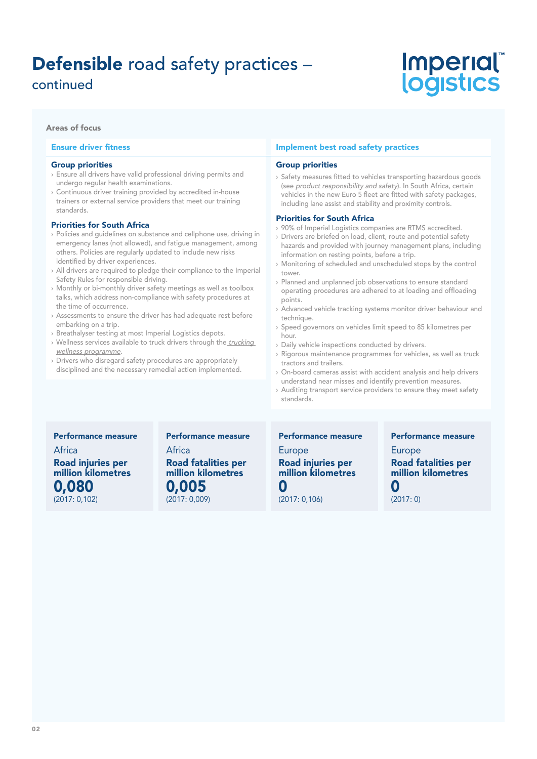# **Defensible** road safety practices – continued

Areas of focus

## Ensure driver fitness

### Group priorities

- Ensure all drivers have valid professional driving permits and undergo regular health examinations.
- Continuous driver training provided by accredited in-house trainers or external service providers that meet our training standards.

### Priorities for South Africa

- Policies and guidelines on substance and cellphone use, driving in emergency lanes (not allowed), and fatigue management, among others. Policies are regularly updated to include new risks identified by driver experiences.
- All drivers are required to pledge their compliance to the Imperial Safety Rules for responsible driving.
- Monthly or bi-monthly driver safety meetings as well as toolbox talks, which address non-compliance with safety procedures at the time of occurrence.
- Assessments to ensure the driver has had adequate rest before embarking on a trip.
- Breathalyser testing at most Imperial Logistics depots.
- Wellness services available to truck drivers through the *trucking wellness programme*.
- Drivers who disregard safety procedures are appropriately disciplined and the necessary remedial action implemented.

## Implement best road safety practices

### Group priorities

- Safety measures fitted to vehicles transporting hazardous goods (see *product responsibility and safety*). In South Africa, certain vehicles in the new Euro 5 fleet are fitted with safety packages, including lane assist and stability and proximity controls.

### Priorities for South Africa

- 90% of Imperial Logistics companies are RTMS accredited.
- Drivers are briefed on load, client, route and potential safety hazards and provided with journey management plans, including information on resting points, before a trip.
- Monitoring of scheduled and unscheduled stops by the control tower.
- Planned and unplanned job observations to ensure standard operating procedures are adhered to at loading and offloading points.
- Advanced vehicle tracking systems monitor driver behaviour and technique.
- Speed governors on vehicles limit speed to 85 kilometres per hour.
- Daily vehicle inspections conducted by drivers.
- Rigorous maintenance programmes for vehicles, as well as truck tractors and trailers.
- On-board cameras assist with accident analysis and help drivers understand near misses and identify prevention measures.
- Auditing transport service providers to ensure they meet safety standards.

**Performance measure**

Africa

**Road injuries per million kilometres**

**0,080**

(2017: 0,102)

**Performance measure**

Africa

**Road fatalities per million kilometres**

**0,005**

(2017: 0,009)

**Performance measure**

Europe

**Road injuries per million kilometres**

**0**

(2017: 0,106)

**Performance measure**

Europe

**Road fatalities per million kilometres**

**0**

(2017: 0)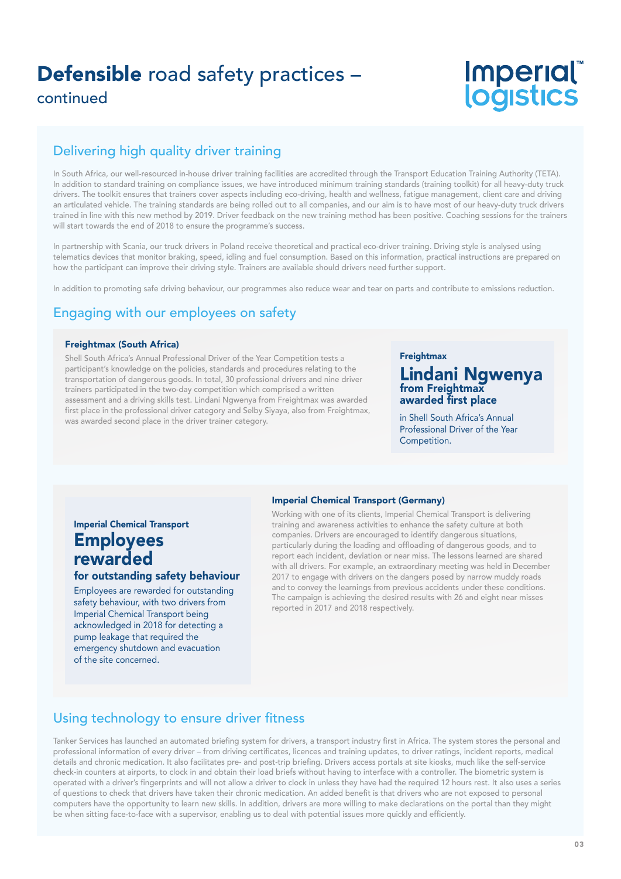# **Defensible** road safety practices – continued

## Delivering high quality driver training

In South Africa, our well-resourced in-house driver training facilities are accredited through the Transport Education Training Authority (TETA). In addition to standard training on compliance issues, we have introduced minimum training standards (training toolkit) for all heavy-duty truck drivers. The toolkit ensures that trainers cover aspects including eco-driving, health and wellness, fatigue management, client care and driving an articulated vehicle. The training standards are being rolled out to all companies, and our aim is to have most of our heavy-duty truck drivers trained in line with this new method by 2019. Driver feedback on the new training method has been positive. Coaching sessions for the trainers will start towards the end of 2018 to ensure the programme's success.

In partnership with Scania, our truck drivers in Poland receive theoretical and practical eco-driver training. Driving style is analysed using telematics devices that monitor braking, speed, idling and fuel consumption. Based on this information, practical instructions are prepared on how the participant can improve their driving style. Trainers are available should drivers need further support.

In addition to promoting safe driving behaviour, our programmes also reduce wear and tear on parts and contribute to emissions reduction.

## Engaging with our employees on safety

### Freightmax (South Africa)

Shell South Africa's Annual Professional Driver of the Year Competition tests a participant's knowledge on the policies, standards and procedures relating to the transportation of dangerous goods. In total, 30 professional drivers and nine driver trainers participated in the two-day competition which comprised a written assessment and a driving skills test. Lindani Ngwenya from Freightmax was awarded first place in the professional driver category and Selby Siyaya, also from Freightmax, was awarded second place in the driver trainer category.

**Freightmax**

**Lindani Ngwenya from Freightmax awarded first place**

in Shell South Africa's Annual Professional Driver of the Year Competition.

**Imperial Chemical Transport**

**Employees rewarded for outstanding safety behaviour**

Employees are rewarded for outstanding safety behaviour, with two drivers from Imperial Chemical Transport being acknowledged in 2018 for detecting a pump leakage that required the emergency shutdown and evacuation of the site concerned.

### Imperial Chemical Transport (Germany)

Working with one of its clients, Imperial Chemical Transport is delivering training and awareness activities to enhance the safety culture at both companies. Drivers are encouraged to identify dangerous situations, particularly during the loading and offloading of dangerous goods, and to report each incident, deviation or near miss. The lessons learned are shared with all drivers. For example, an extraordinary meeting was held in December 2017 to engage with drivers on the dangers posed by narrow muddy roads and to convey the learnings from previous accidents under these conditions. The campaign is achieving the desired results with 26 and eight near misses reported in 2017 and 2018 respectively.

## Using technology to ensure driver fitness

Tanker Services has launched an automated briefing system for drivers, a transport industry first in Africa. The system stores the personal and professional information of every driver – from driving certificates, licences and training updates, to driver ratings, incident reports, medical details and chronic medication. It also facilitates pre- and post-trip briefing. Drivers access portals at site kiosks, much like the self-service check-in counters at airports, to clock in and obtain their load briefs without having to interface with a controller. The biometric system is operated with a driver's fingerprints and will not allow a driver to clock in unless they have had the required 12 hours rest. It also uses a series of questions to check that drivers have taken their chronic medication. An added benefit is that drivers who are not exposed to personal computers have the opportunity to learn new skills. In addition, drivers are more willing to make declarations on the portal than they might be when sitting face-to-face with a supervisor, enabling us to deal with potential issues more quickly and efficiently.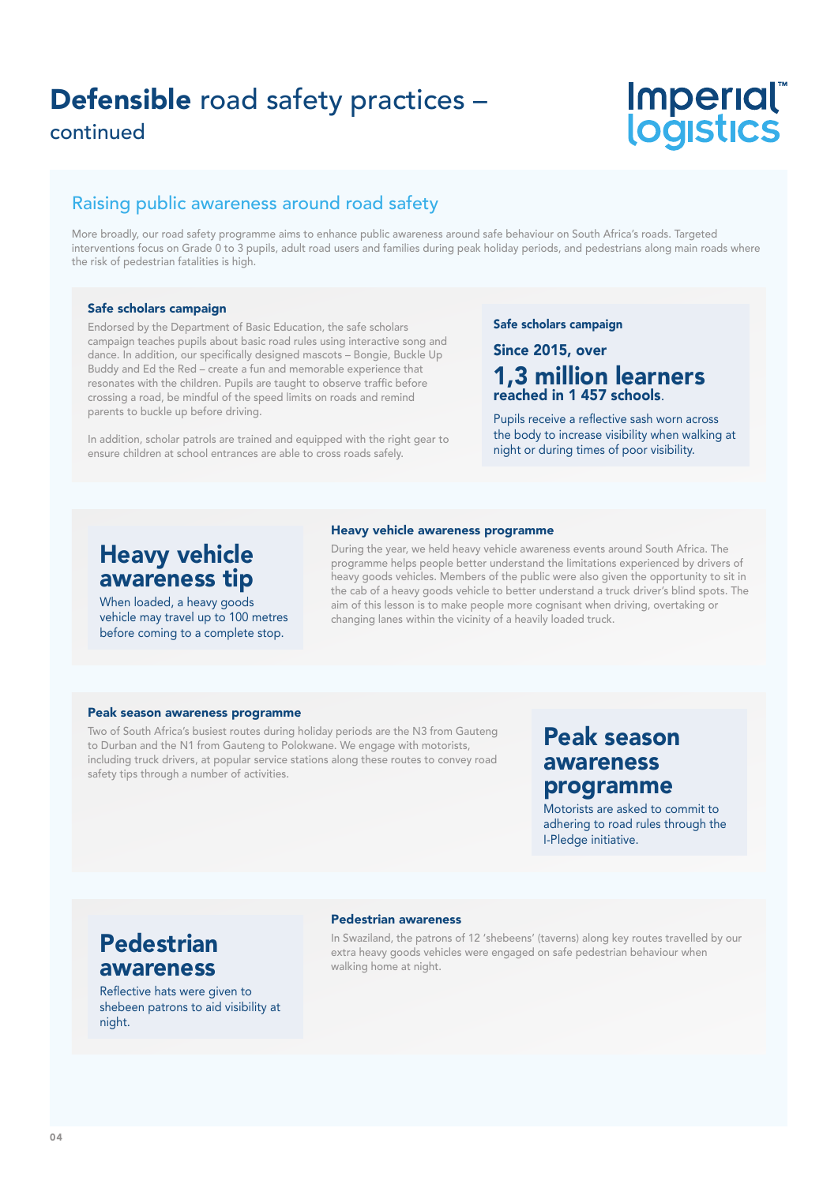# **Defensible** road safety practices – continued

## Raising public awareness around road safety

More broadly, our road safety programme aims to enhance public awareness around safe behaviour on South Africa's roads. Targeted interventions focus on Grade 0 to 3 pupils, adult road users and families during peak holiday periods, and pedestrians along main roads where the risk of pedestrian fatalities is high.

### Safe scholars campaign

Endorsed by the Department of Basic Education, the safe scholars campaign teaches pupils about basic road rules using interactive song and dance. In addition, our specifically designed mascots – Bongie, Buckle Up Buddy and Ed the Red – create a fun and memorable experience that resonates with the children. Pupils are taught to observe traffic before crossing a road, be mindful of the speed limits on roads and remind parents to buckle up before driving.

In addition, scholar patrols are trained and equipped with the right gear to ensure children at school entrances are able to cross roads safely.

**Safe scholars campaign**

**Since 2015, over**

**1,3 million learners**
**reached in 1 457 schools**.

Pupils receive a reflective sash worn across the body to increase visibility when walking at night or during times of poor visibility.

### Heavy vehicle awareness programme

During the year, we held heavy vehicle awareness events around South Africa. The programme helps people better understand the limitations experienced by drivers of heavy goods vehicles. Members of the public were also given the opportunity to sit in the cab of a heavy goods vehicle to better understand a truck driver's blind spots. The aim of this lesson is to make people more cognisant when driving, overtaking or changing lanes within the vicinity of a heavily loaded truck.

**Heavy vehicle awareness tip**

When loaded, a heavy goods vehicle may travel up to 100 metres before coming to a complete stop.

### Peak season awareness programme

Two of South Africa's busiest routes during holiday periods are the N3 from Gauteng to Durban and the N1 from Gauteng to Polokwane. We engage with motorists, including truck drivers, at popular service stations along these routes to convey road safety tips through a number of activities.

**Peak season awareness programme**

Motorists are asked to commit to adhering to road rules through the I-Pledge initiative.

### Pedestrian awareness

In Swaziland, the patrons of 12 'shebeens' (taverns) along key routes travelled by our extra heavy goods vehicles were engaged on safe pedestrian behaviour when walking home at night.

**Pedestrian awareness**

Reflective hats were given to shebeen patrons to aid visibility at night.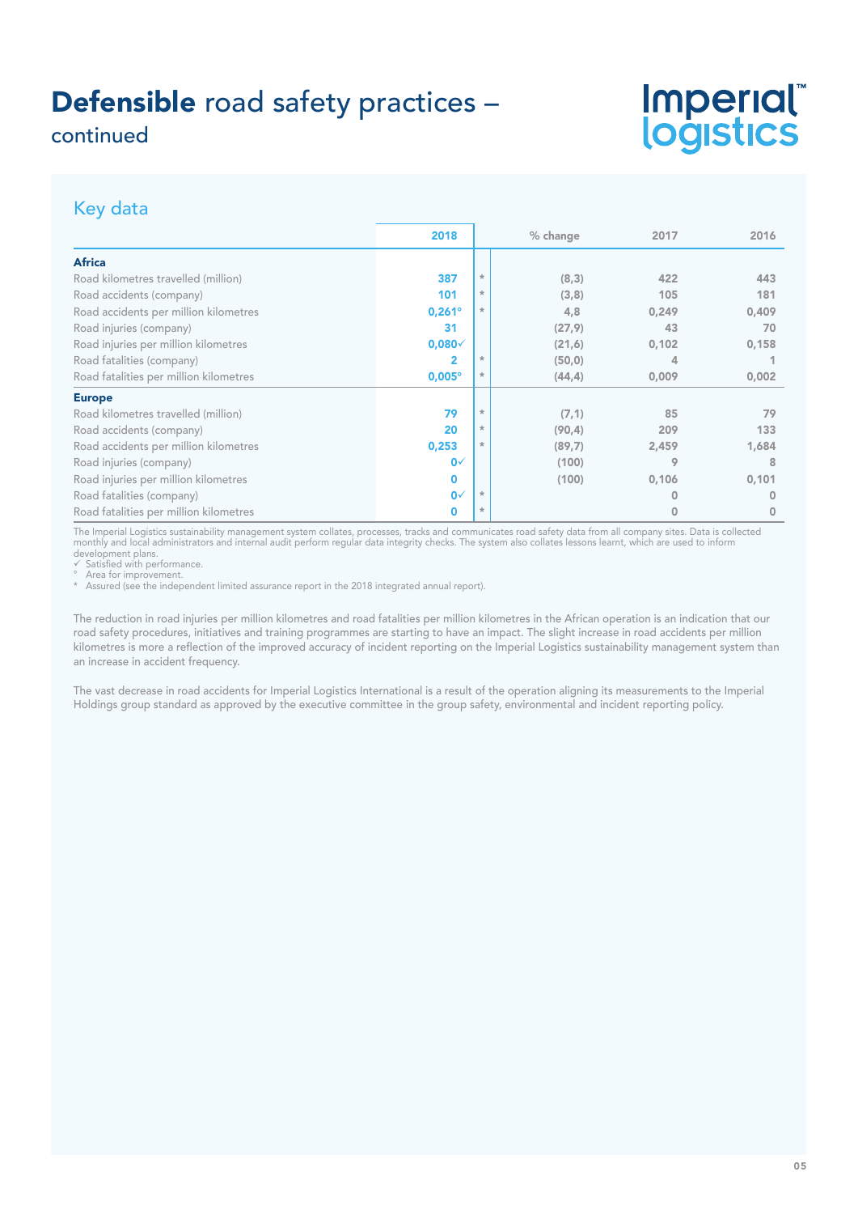# **Defensible** road safety practices – continued

## Key data

| | 2018 | | % change | 2017 | 2016 |
|---|---|---|---|---|---|
| **Africa** | | | | | |
| Road kilometres travelled (million) | 387 | * | (8,3) | 422 | 443 |
| Road accidents (company) | 101 | * | (3,8) | 105 | 181 |
| Road accidents per million kilometres | 0,261° | * | 4,8 | 0,249 | 0,409 |
| Road injuries (company) | 31 | | (27,9) | 43 | 70 |
| Road injuries per million kilometres | 0,080✓ | | (21,6) | 0,102 | 0,158 |
| Road fatalities (company) | 2 | * | (50,0) | 4 | 1 |
| Road fatalities per million kilometres | 0,005° | * | (44,4) | 0,009 | 0,002 |
| **Europe** | | | | | |
| Road kilometres travelled (million) | 79 | * | (7,1) | 85 | 79 |
| Road accidents (company) | 20 | * | (90,4) | 209 | 133 |
| Road accidents per million kilometres | 0,253 | * | (89,7) | 2,459 | 1,684 |
| Road injuries (company) | 0✓ | | (100) | 9 | 8 |
| Road injuries per million kilometres | 0 | | (100) | 0,106 | 0,101 |
| Road fatalities (company) | 0✓ | * | | 0 | 0 |
| Road fatalities per million kilometres | 0 | * | | 0 | 0 |

The Imperial Logistics sustainability management system collates, processes, tracks and communicates road safety data from all company sites. Data is collected monthly and local administrators and internal audit perform regular data integrity checks. The system also collates lessons learnt, which are used to inform development plans.

✓ Satisfied with performance.

° Area for improvement.

* Assured (see the independent limited assurance report in the 2018 integrated annual report).

The reduction in road injuries per million kilometres and road fatalities per million kilometres in the African operation is an indication that our road safety procedures, initiatives and training programmes are starting to have an impact. The slight increase in road accidents per million kilometres is more a reflection of the improved accuracy of incident reporting on the Imperial Logistics sustainability management system than an increase in accident frequency.

The vast decrease in road accidents for Imperial Logistics International is a result of the operation aligning its measurements to the Imperial Holdings group standard as approved by the executive committee in the group safety, environmental and incident reporting policy.